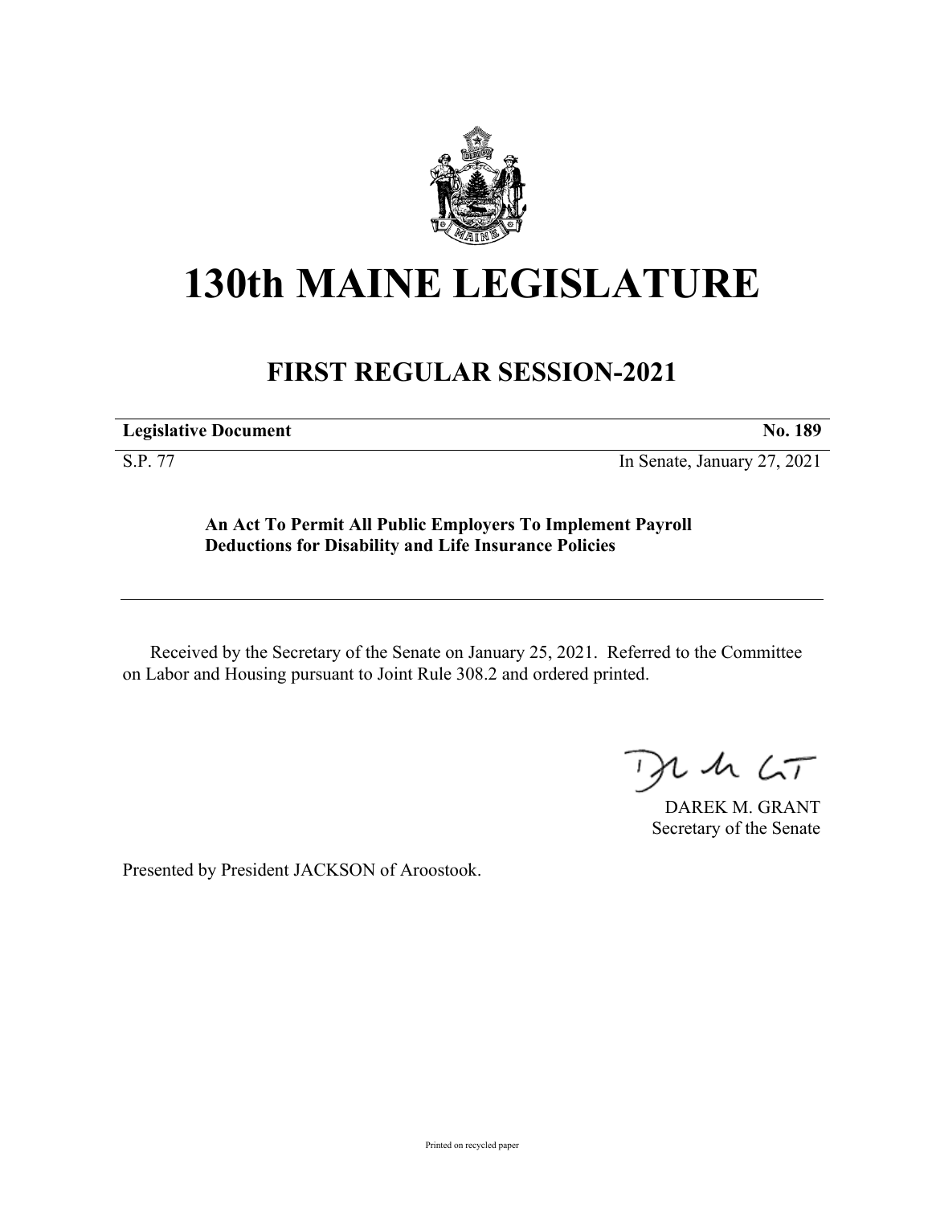# 130th MAINE LEGISLATURE

## FIRST REGULAR SESSION-2021

| **Legislative Document** | **No. 189** |
|---|---|
| S.P. 77 | In Senate, January 27, 2021 |

**An Act To Permit All Public Employers To Implement Payroll Deductions for Disability and Life Insurance Policies**

Received by the Secretary of the Senate on January 25, 2021. Referred to the Committee on Labor and Housing pursuant to Joint Rule 308.2 and ordered printed.

DAREK M. GRANT
Secretary of the Senate

Presented by President JACKSON of Aroostook.

Printed on recycled paper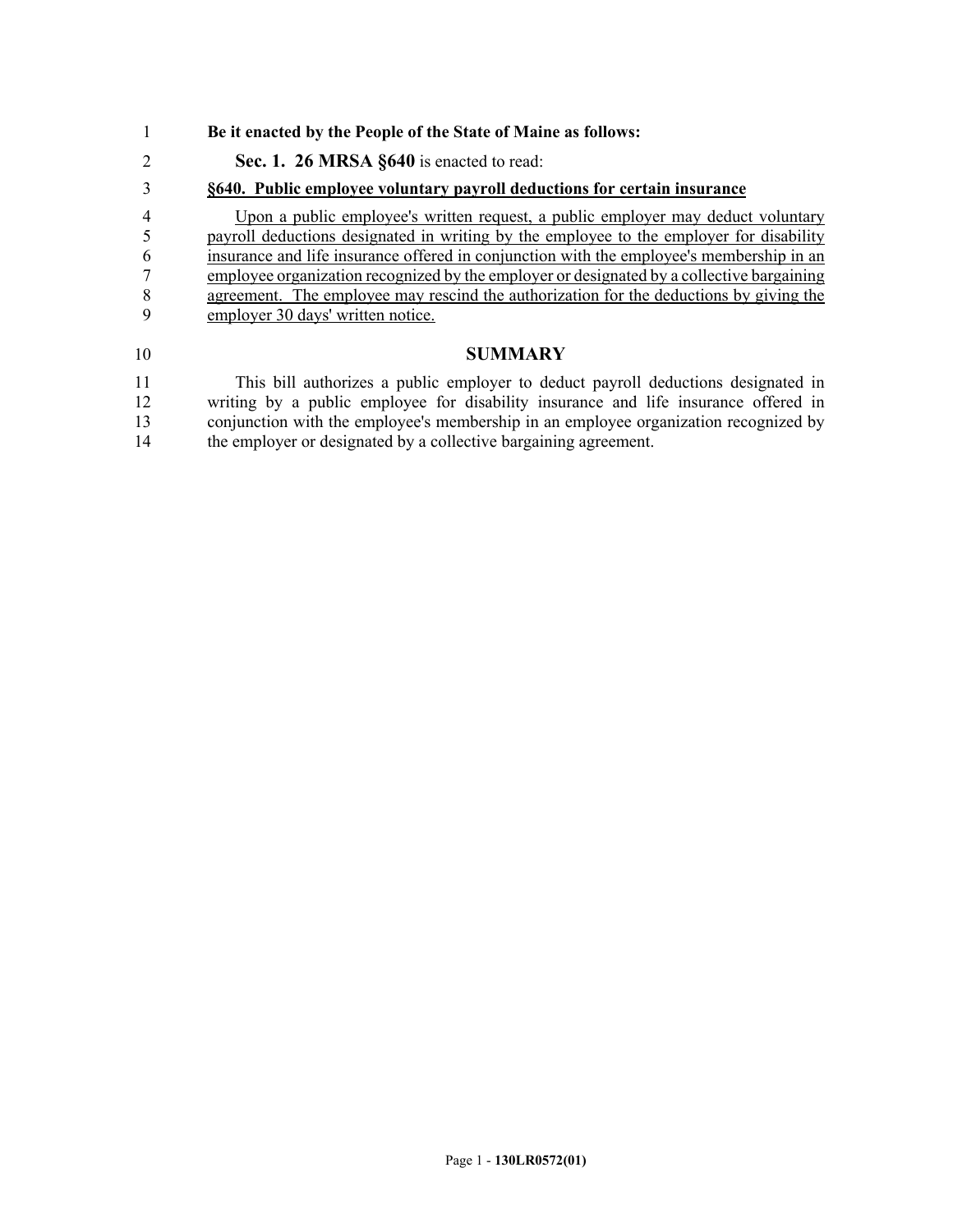**Be it enacted by the People of the State of Maine as follows:**

**Sec. 1. 26 MRSA §640** is enacted to read:

**§640. Public employee voluntary payroll deductions for certain insurance**

Upon a public employee's written request, a public employer may deduct voluntary payroll deductions designated in writing by the employee to the employer for disability insurance and life insurance offered in conjunction with the employee's membership in an employee organization recognized by the employer or designated by a collective bargaining agreement. The employee may rescind the authorization for the deductions by giving the employer 30 days' written notice.

## SUMMARY

This bill authorizes a public employer to deduct payroll deductions designated in writing by a public employee for disability insurance and life insurance offered in conjunction with the employee's membership in an employee organization recognized by the employer or designated by a collective bargaining agreement.